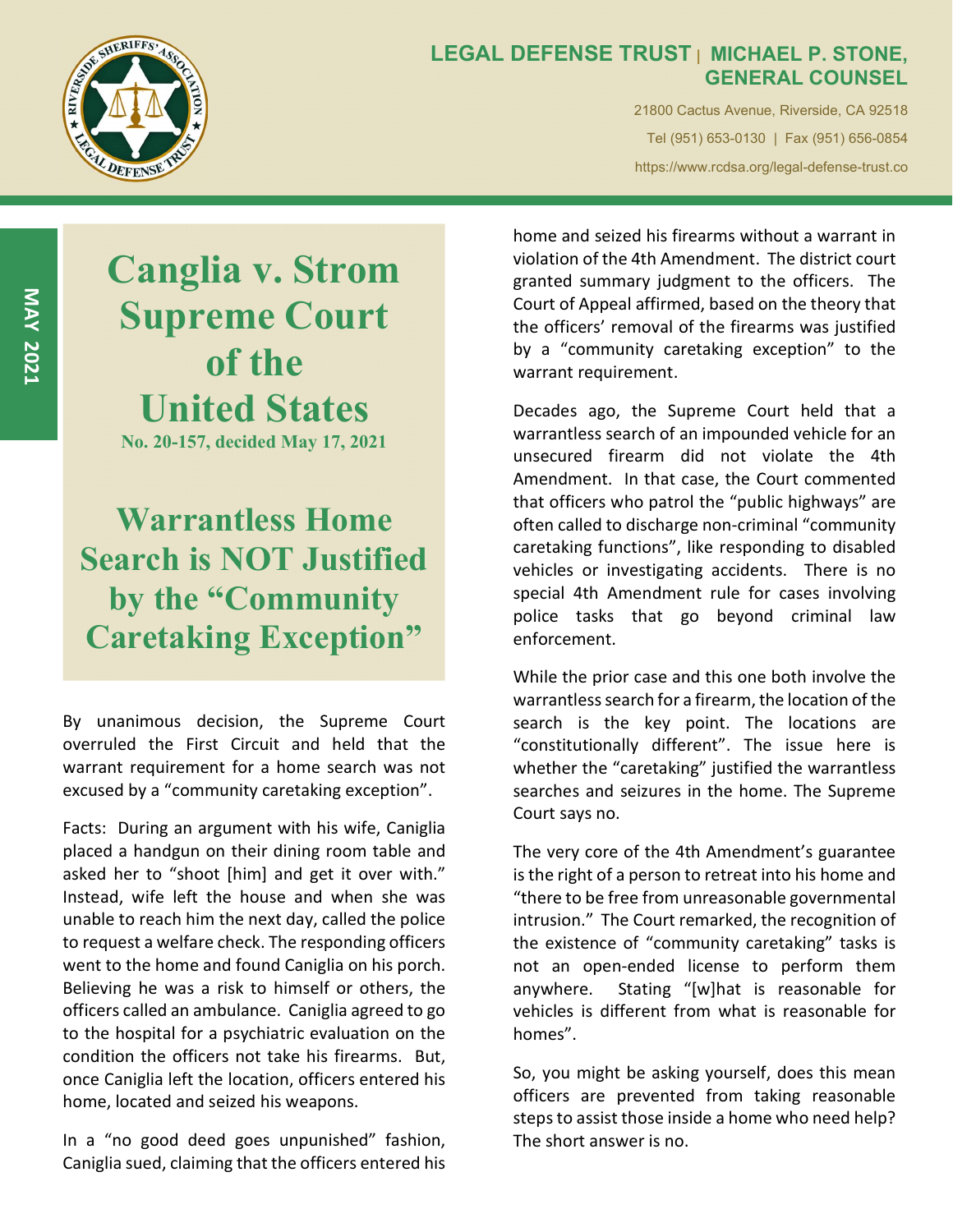LEGAL DEFENSE TRUST | MICHAEL P. STONE, GENERAL COUNSEL

21800 Cactus Avenue, Riverside, CA 92518

Tel (951) 653-0130 | Fax (951) 656-0854

https://www.rcdsa.org/legal-defense-trust.co

MAY 2021

# Canglia v. Strom Supreme Court of the United States

**No. 20-157, decided May 17, 2021**

# Warrantless Home Search is NOT Justified by the "Community Caretaking Exception"

By unanimous decision, the Supreme Court overruled the First Circuit and held that the warrant requirement for a home search was not excused by a "community caretaking exception".

Facts: During an argument with his wife, Caniglia placed a handgun on their dining room table and asked her to "shoot [him] and get it over with." Instead, wife left the house and when she was unable to reach him the next day, called the police to request a welfare check. The responding officers went to the home and found Caniglia on his porch. Believing he was a risk to himself or others, the officers called an ambulance. Caniglia agreed to go to the hospital for a psychiatric evaluation on the condition the officers not take his firearms. But, once Caniglia left the location, officers entered his home, located and seized his weapons.

In a "no good deed goes unpunished" fashion, Caniglia sued, claiming that the officers entered his home and seized his firearms without a warrant in violation of the 4th Amendment. The district court granted summary judgment to the officers. The Court of Appeal affirmed, based on the theory that the officers' removal of the firearms was justified by a "community caretaking exception" to the warrant requirement.

Decades ago, the Supreme Court held that a warrantless search of an impounded vehicle for an unsecured firearm did not violate the 4th Amendment. In that case, the Court commented that officers who patrol the "public highways" are often called to discharge non-criminal "community caretaking functions", like responding to disabled vehicles or investigating accidents. There is no special 4th Amendment rule for cases involving police tasks that go beyond criminal law enforcement.

While the prior case and this one both involve the warrantless search for a firearm, the location of the search is the key point. The locations are "constitutionally different". The issue here is whether the "caretaking" justified the warrantless searches and seizures in the home. The Supreme Court says no.

The very core of the 4th Amendment's guarantee is the right of a person to retreat into his home and "there to be free from unreasonable governmental intrusion." The Court remarked, the recognition of the existence of "community caretaking" tasks is not an open-ended license to perform them anywhere. Stating "[w]hat is reasonable for vehicles is different from what is reasonable for homes".

So, you might be asking yourself, does this mean officers are prevented from taking reasonable steps to assist those inside a home who need help? The short answer is no.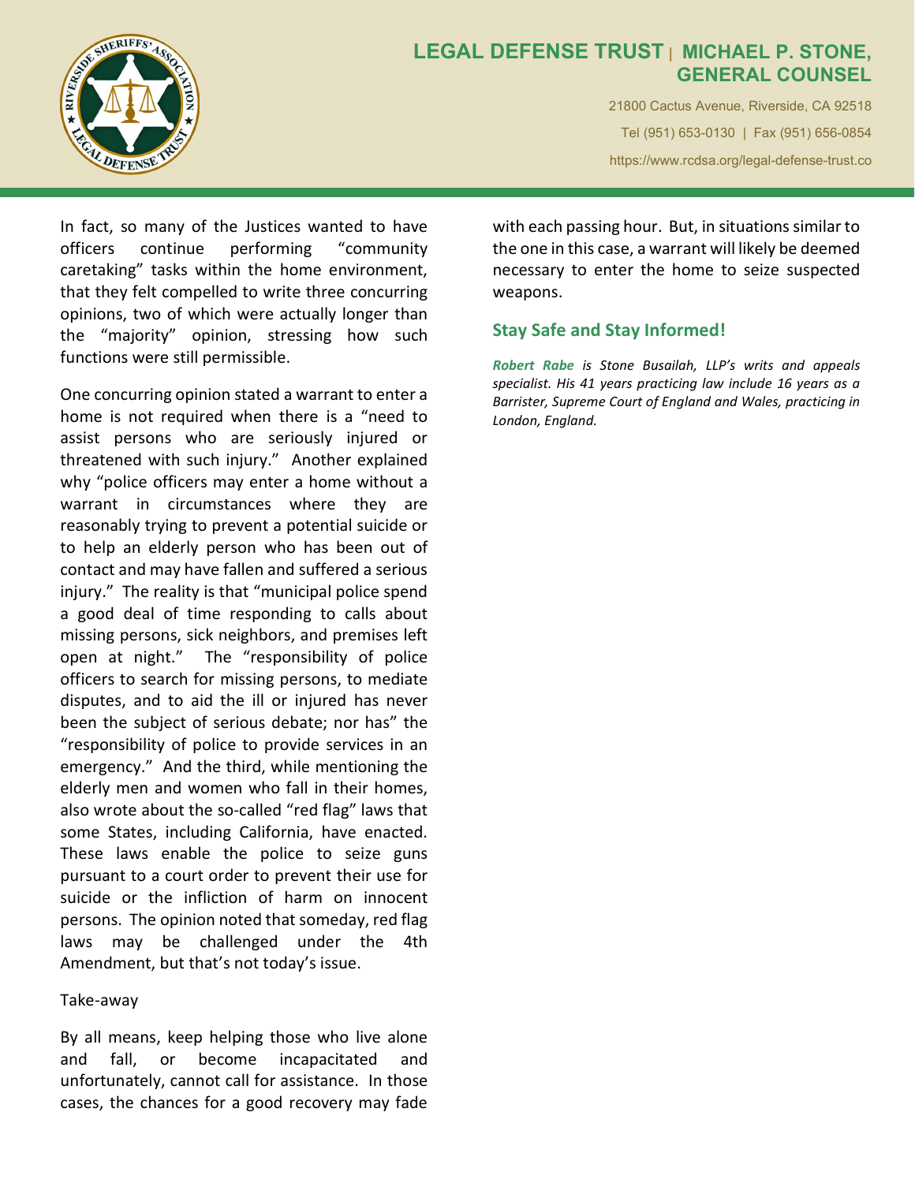In fact, so many of the Justices wanted to have officers continue performing "community caretaking" tasks within the home environment, that they felt compelled to write three concurring opinions, two of which were actually longer than the "majority" opinion, stressing how such functions were still permissible.

One concurring opinion stated a warrant to enter a home is not required when there is a "need to assist persons who are seriously injured or threatened with such injury." Another explained why "police officers may enter a home without a warrant in circumstances where they are reasonably trying to prevent a potential suicide or to help an elderly person who has been out of contact and may have fallen and suffered a serious injury." The reality is that "municipal police spend a good deal of time responding to calls about missing persons, sick neighbors, and premises left open at night." The "responsibility of police officers to search for missing persons, to mediate disputes, and to aid the ill or injured has never been the subject of serious debate; nor has" the "responsibility of police to provide services in an emergency." And the third, while mentioning the elderly men and women who fall in their homes, also wrote about the so-called "red flag" laws that some States, including California, have enacted. These laws enable the police to seize guns pursuant to a court order to prevent their use for suicide or the infliction of harm on innocent persons. The opinion noted that someday, red flag laws may be challenged under the 4th Amendment, but that's not today's issue.

Take-away

By all means, keep helping those who live alone and fall, or become incapacitated and unfortunately, cannot call for assistance. In those cases, the chances for a good recovery may fade with each passing hour. But, in situations similar to the one in this case, a warrant will likely be deemed necessary to enter the home to seize suspected weapons.

## Stay Safe and Stay Informed!

***Robert Rabe*** *is Stone Busailah, LLP's writs and appeals specialist. His 41 years practicing law include 16 years as a Barrister, Supreme Court of England and Wales, practicing in London, England.*